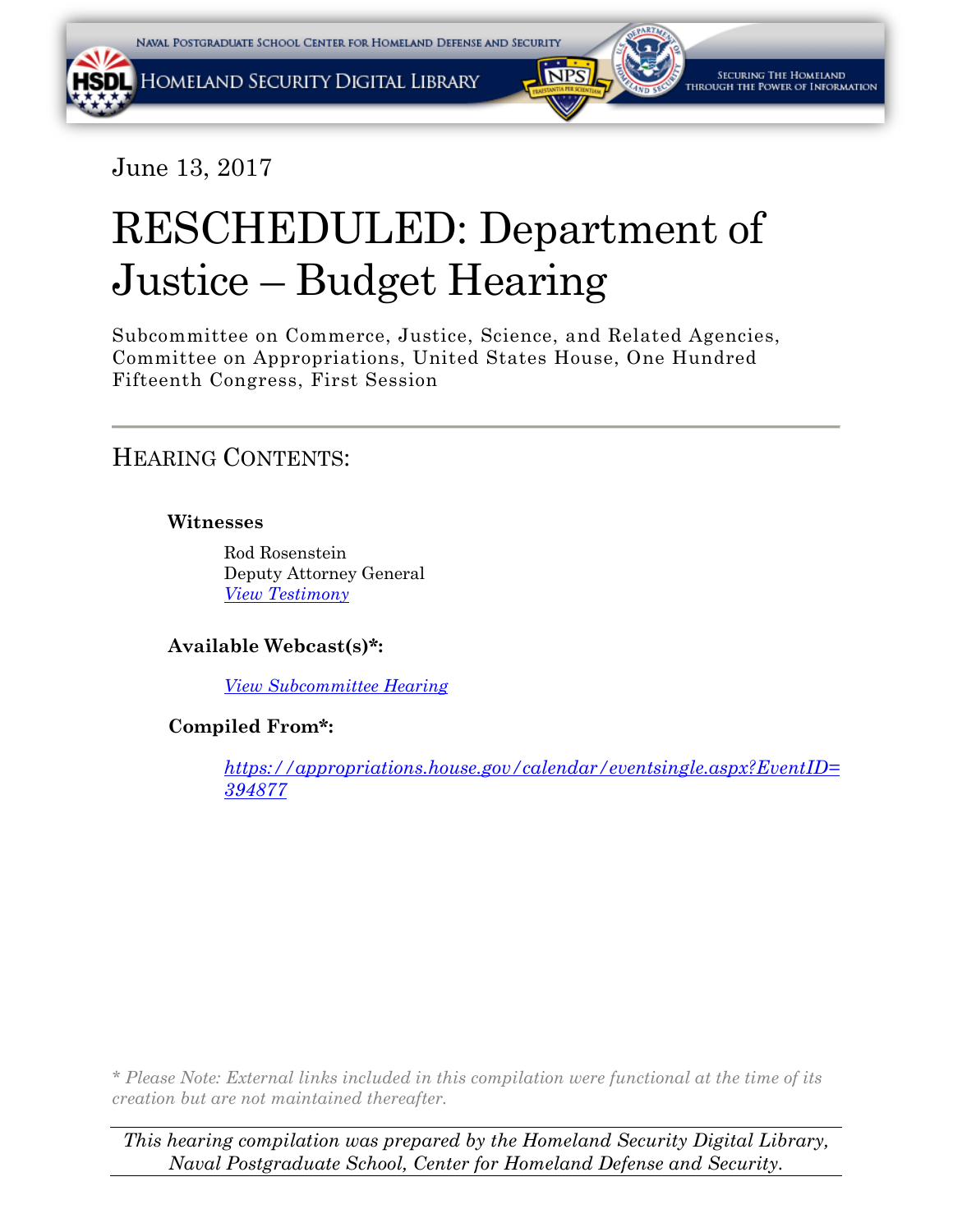June 13, 2017

# RESCHEDULED: Department of Justice – Budget Hearing

Subcommittee on Commerce, Justice, Science, and Related Agencies, Committee on Appropriations, United States House, One Hundred Fifteenth Congress, First Session

---

## Hearing Contents:

**Witnesses**

Rod Rosenstein
Deputy Attorney General
*View Testimony*

**Available Webcast(s)*:**

*View Subcommittee Hearing*

**Compiled From*:**

*https://appropriations.house.gov/calendar/eventsingle.aspx?EventID=394877*

*\* Please Note: External links included in this compilation were functional at the time of its creation but are not maintained thereafter.*

*This hearing compilation was prepared by the Homeland Security Digital Library, Naval Postgraduate School, Center for Homeland Defense and Security.*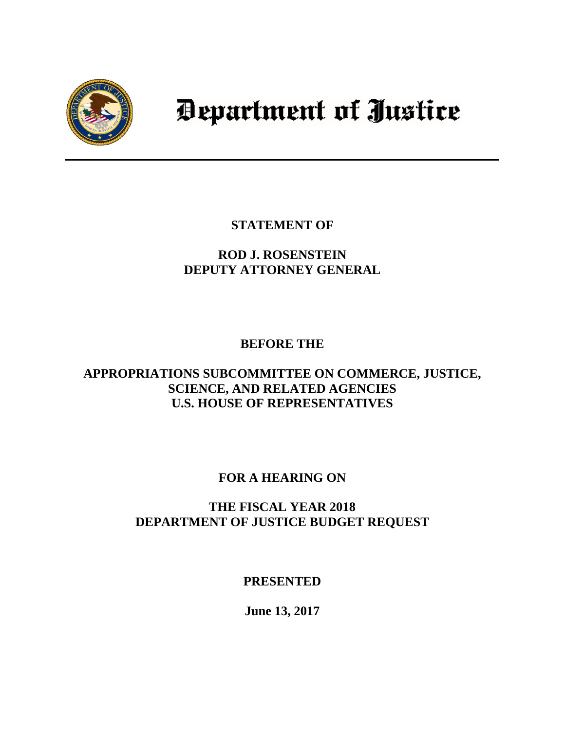# Department of Justice

**STATEMENT OF**

**ROD J. ROSENSTEIN**
**DEPUTY ATTORNEY GENERAL**

**BEFORE THE**

**APPROPRIATIONS SUBCOMMITTEE ON COMMERCE, JUSTICE, SCIENCE, AND RELATED AGENCIES**
**U.S. HOUSE OF REPRESENTATIVES**

**FOR A HEARING ON**

**THE FISCAL YEAR 2018**
**DEPARTMENT OF JUSTICE BUDGET REQUEST**

**PRESENTED**

**June 13, 2017**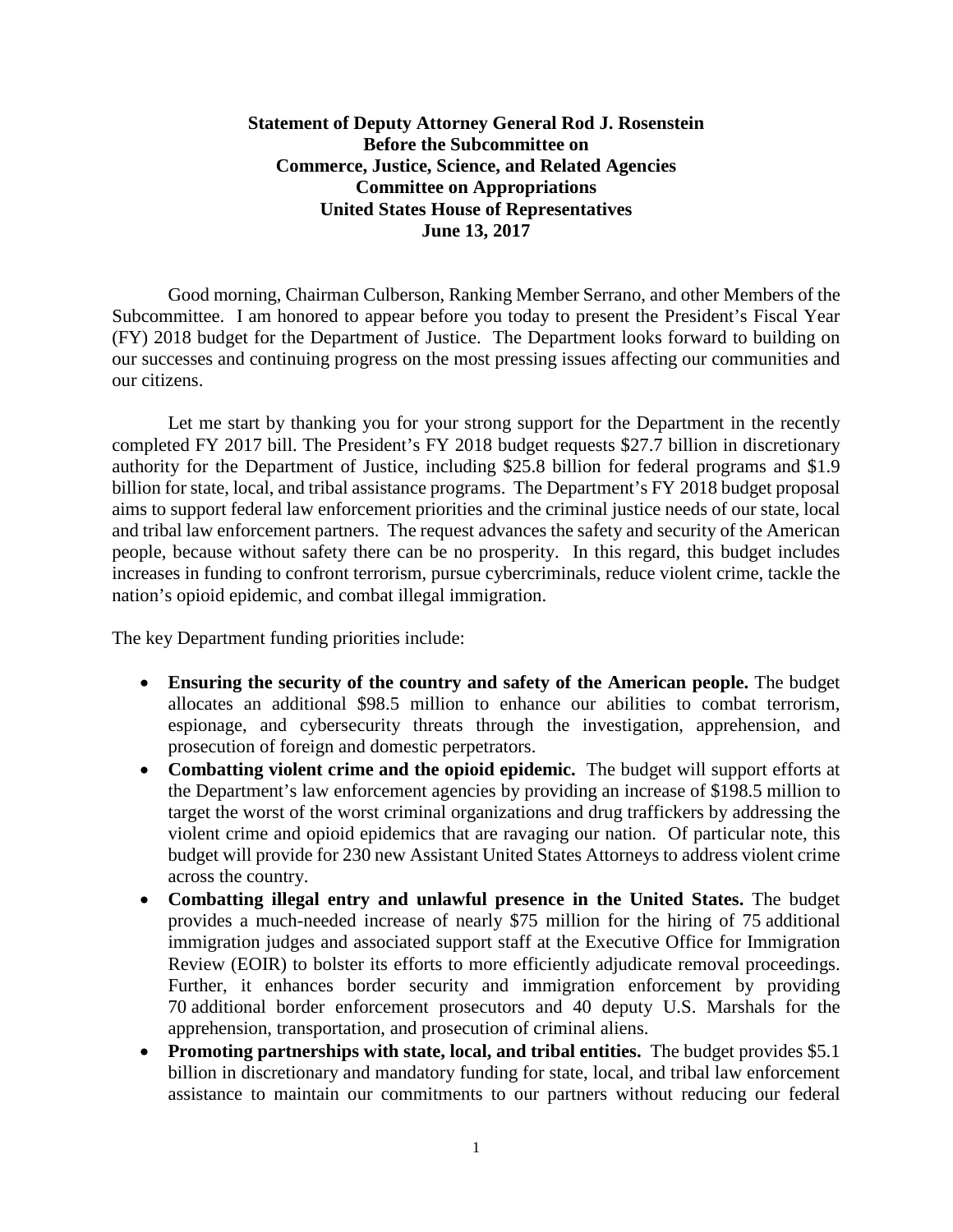**Statement of Deputy Attorney General Rod J. Rosenstein**
**Before the Subcommittee on**
**Commerce, Justice, Science, and Related Agencies**
**Committee on Appropriations**
**United States House of Representatives**
**June 13, 2017**

Good morning, Chairman Culberson, Ranking Member Serrano, and other Members of the Subcommittee. I am honored to appear before you today to present the President's Fiscal Year (FY) 2018 budget for the Department of Justice. The Department looks forward to building on our successes and continuing progress on the most pressing issues affecting our communities and our citizens.

Let me start by thanking you for your strong support for the Department in the recently completed FY 2017 bill. The President's FY 2018 budget requests $27.7 billion in discretionary authority for the Department of Justice, including $25.8 billion for federal programs and $1.9 billion for state, local, and tribal assistance programs. The Department's FY 2018 budget proposal aims to support federal law enforcement priorities and the criminal justice needs of our state, local and tribal law enforcement partners. The request advances the safety and security of the American people, because without safety there can be no prosperity. In this regard, this budget includes increases in funding to confront terrorism, pursue cybercriminals, reduce violent crime, tackle the nation's opioid epidemic, and combat illegal immigration.

The key Department funding priorities include:

- **Ensuring the security of the country and safety of the American people.** The budget allocates an additional $98.5 million to enhance our abilities to combat terrorism, espionage, and cybersecurity threats through the investigation, apprehension, and prosecution of foreign and domestic perpetrators.
- **Combatting violent crime and the opioid epidemic.** The budget will support efforts at the Department's law enforcement agencies by providing an increase of $198.5 million to target the worst of the worst criminal organizations and drug traffickers by addressing the violent crime and opioid epidemics that are ravaging our nation. Of particular note, this budget will provide for 230 new Assistant United States Attorneys to address violent crime across the country.
- **Combatting illegal entry and unlawful presence in the United States.** The budget provides a much-needed increase of nearly $75 million for the hiring of 75 additional immigration judges and associated support staff at the Executive Office for Immigration Review (EOIR) to bolster its efforts to more efficiently adjudicate removal proceedings. Further, it enhances border security and immigration enforcement by providing 70 additional border enforcement prosecutors and 40 deputy U.S. Marshals for the apprehension, transportation, and prosecution of criminal aliens.
- **Promoting partnerships with state, local, and tribal entities.** The budget provides $5.1 billion in discretionary and mandatory funding for state, local, and tribal law enforcement assistance to maintain our commitments to our partners without reducing our federal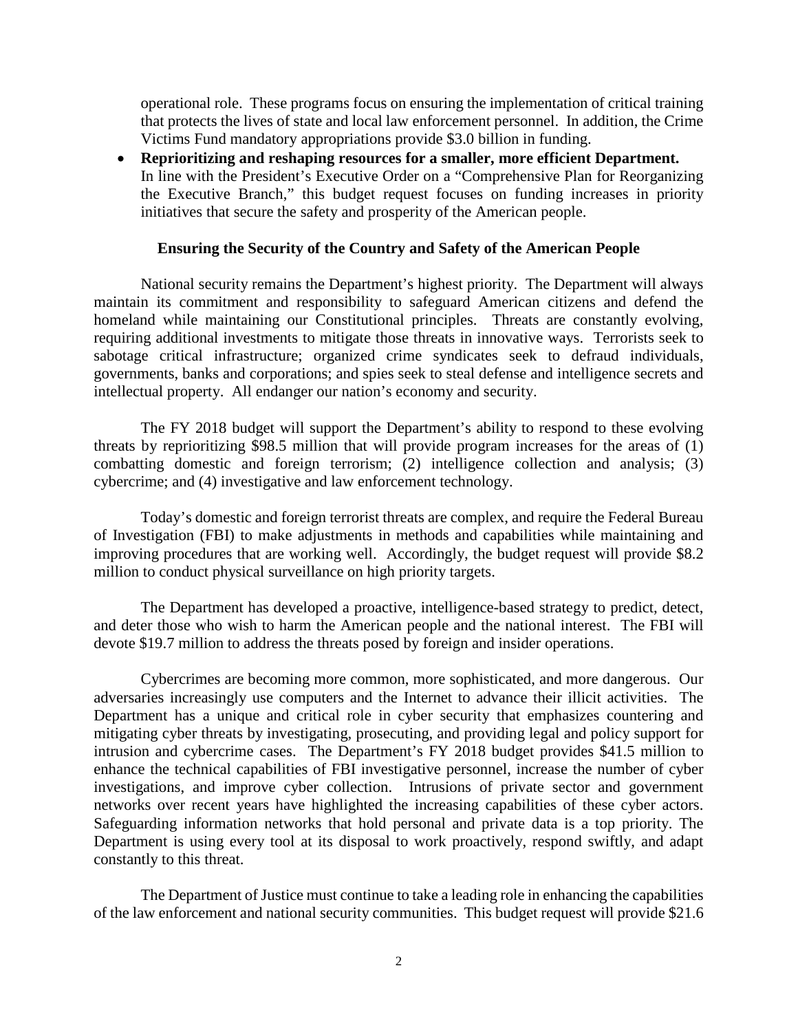operational role. These programs focus on ensuring the implementation of critical training that protects the lives of state and local law enforcement personnel. In addition, the Crime Victims Fund mandatory appropriations provide $3.0 billion in funding.

- **Reprioritizing and reshaping resources for a smaller, more efficient Department.** In line with the President's Executive Order on a "Comprehensive Plan for Reorganizing the Executive Branch," this budget request focuses on funding increases in priority initiatives that secure the safety and prosperity of the American people.

**Ensuring the Security of the Country and Safety of the American People**

National security remains the Department's highest priority. The Department will always maintain its commitment and responsibility to safeguard American citizens and defend the homeland while maintaining our Constitutional principles. Threats are constantly evolving, requiring additional investments to mitigate those threats in innovative ways. Terrorists seek to sabotage critical infrastructure; organized crime syndicates seek to defraud individuals, governments, banks and corporations; and spies seek to steal defense and intelligence secrets and intellectual property. All endanger our nation's economy and security.

The FY 2018 budget will support the Department's ability to respond to these evolving threats by reprioritizing $98.5 million that will provide program increases for the areas of (1) combatting domestic and foreign terrorism; (2) intelligence collection and analysis; (3) cybercrime; and (4) investigative and law enforcement technology.

Today's domestic and foreign terrorist threats are complex, and require the Federal Bureau of Investigation (FBI) to make adjustments in methods and capabilities while maintaining and improving procedures that are working well. Accordingly, the budget request will provide $8.2 million to conduct physical surveillance on high priority targets.

The Department has developed a proactive, intelligence-based strategy to predict, detect, and deter those who wish to harm the American people and the national interest. The FBI will devote $19.7 million to address the threats posed by foreign and insider operations.

Cybercrimes are becoming more common, more sophisticated, and more dangerous. Our adversaries increasingly use computers and the Internet to advance their illicit activities. The Department has a unique and critical role in cyber security that emphasizes countering and mitigating cyber threats by investigating, prosecuting, and providing legal and policy support for intrusion and cybercrime cases. The Department's FY 2018 budget provides $41.5 million to enhance the technical capabilities of FBI investigative personnel, increase the number of cyber investigations, and improve cyber collection. Intrusions of private sector and government networks over recent years have highlighted the increasing capabilities of these cyber actors. Safeguarding information networks that hold personal and private data is a top priority. The Department is using every tool at its disposal to work proactively, respond swiftly, and adapt constantly to this threat.

The Department of Justice must continue to take a leading role in enhancing the capabilities of the law enforcement and national security communities. This budget request will provide $21.6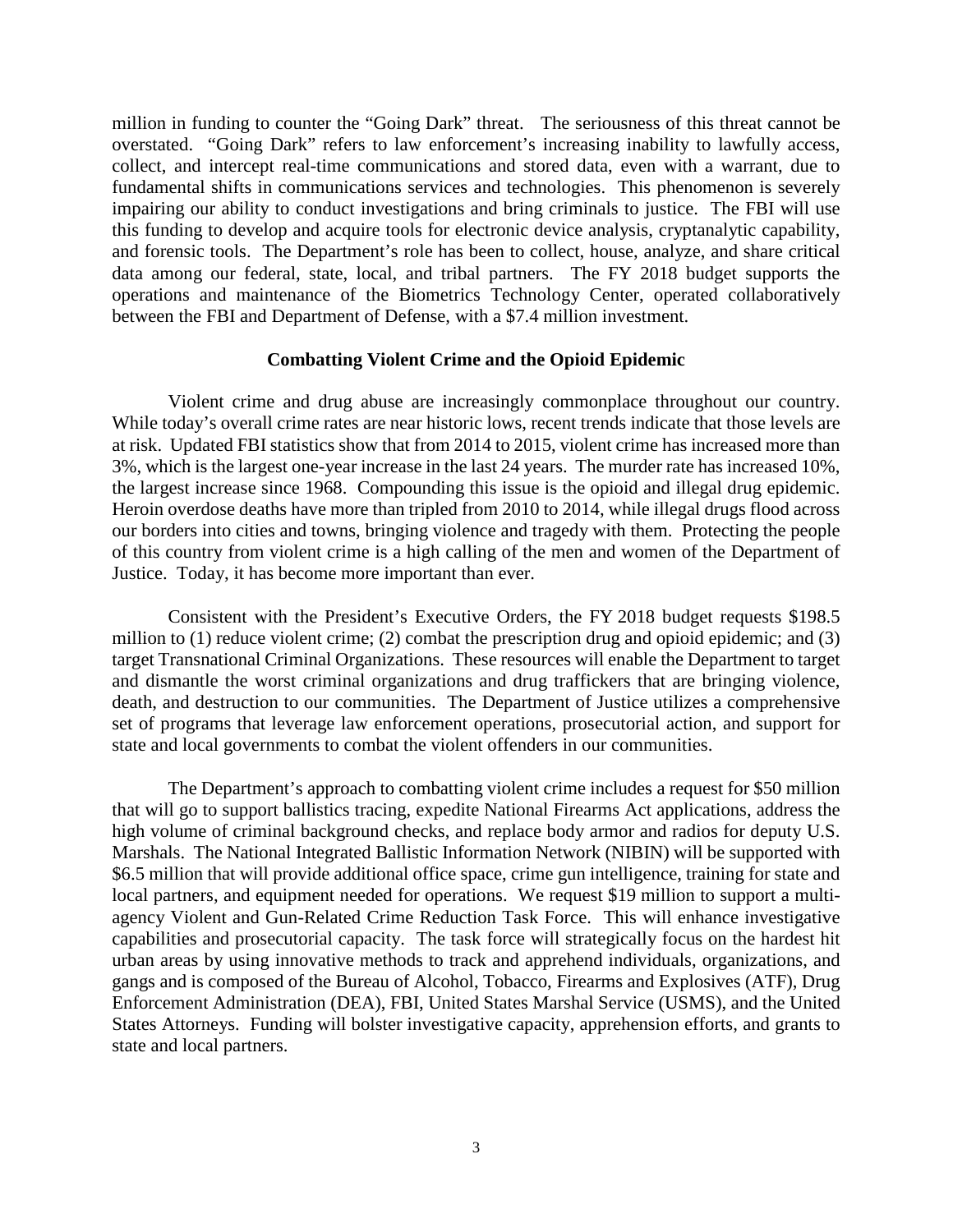million in funding to counter the "Going Dark" threat. The seriousness of this threat cannot be overstated. "Going Dark" refers to law enforcement's increasing inability to lawfully access, collect, and intercept real-time communications and stored data, even with a warrant, due to fundamental shifts in communications services and technologies. This phenomenon is severely impairing our ability to conduct investigations and bring criminals to justice. The FBI will use this funding to develop and acquire tools for electronic device analysis, cryptanalytic capability, and forensic tools. The Department's role has been to collect, house, analyze, and share critical data among our federal, state, local, and tribal partners. The FY 2018 budget supports the operations and maintenance of the Biometrics Technology Center, operated collaboratively between the FBI and Department of Defense, with a $7.4 million investment.

## Combatting Violent Crime and the Opioid Epidemic

Violent crime and drug abuse are increasingly commonplace throughout our country. While today's overall crime rates are near historic lows, recent trends indicate that those levels are at risk. Updated FBI statistics show that from 2014 to 2015, violent crime has increased more than 3%, which is the largest one-year increase in the last 24 years. The murder rate has increased 10%, the largest increase since 1968. Compounding this issue is the opioid and illegal drug epidemic. Heroin overdose deaths have more than tripled from 2010 to 2014, while illegal drugs flood across our borders into cities and towns, bringing violence and tragedy with them. Protecting the people of this country from violent crime is a high calling of the men and women of the Department of Justice. Today, it has become more important than ever.

Consistent with the President's Executive Orders, the FY 2018 budget requests $198.5 million to (1) reduce violent crime; (2) combat the prescription drug and opioid epidemic; and (3) target Transnational Criminal Organizations. These resources will enable the Department to target and dismantle the worst criminal organizations and drug traffickers that are bringing violence, death, and destruction to our communities. The Department of Justice utilizes a comprehensive set of programs that leverage law enforcement operations, prosecutorial action, and support for state and local governments to combat the violent offenders in our communities.

The Department's approach to combatting violent crime includes a request for $50 million that will go to support ballistics tracing, expedite National Firearms Act applications, address the high volume of criminal background checks, and replace body armor and radios for deputy U.S. Marshals. The National Integrated Ballistic Information Network (NIBIN) will be supported with $6.5 million that will provide additional office space, crime gun intelligence, training for state and local partners, and equipment needed for operations. We request $19 million to support a multi-agency Violent and Gun-Related Crime Reduction Task Force. This will enhance investigative capabilities and prosecutorial capacity. The task force will strategically focus on the hardest hit urban areas by using innovative methods to track and apprehend individuals, organizations, and gangs and is composed of the Bureau of Alcohol, Tobacco, Firearms and Explosives (ATF), Drug Enforcement Administration (DEA), FBI, United States Marshal Service (USMS), and the United States Attorneys. Funding will bolster investigative capacity, apprehension efforts, and grants to state and local partners.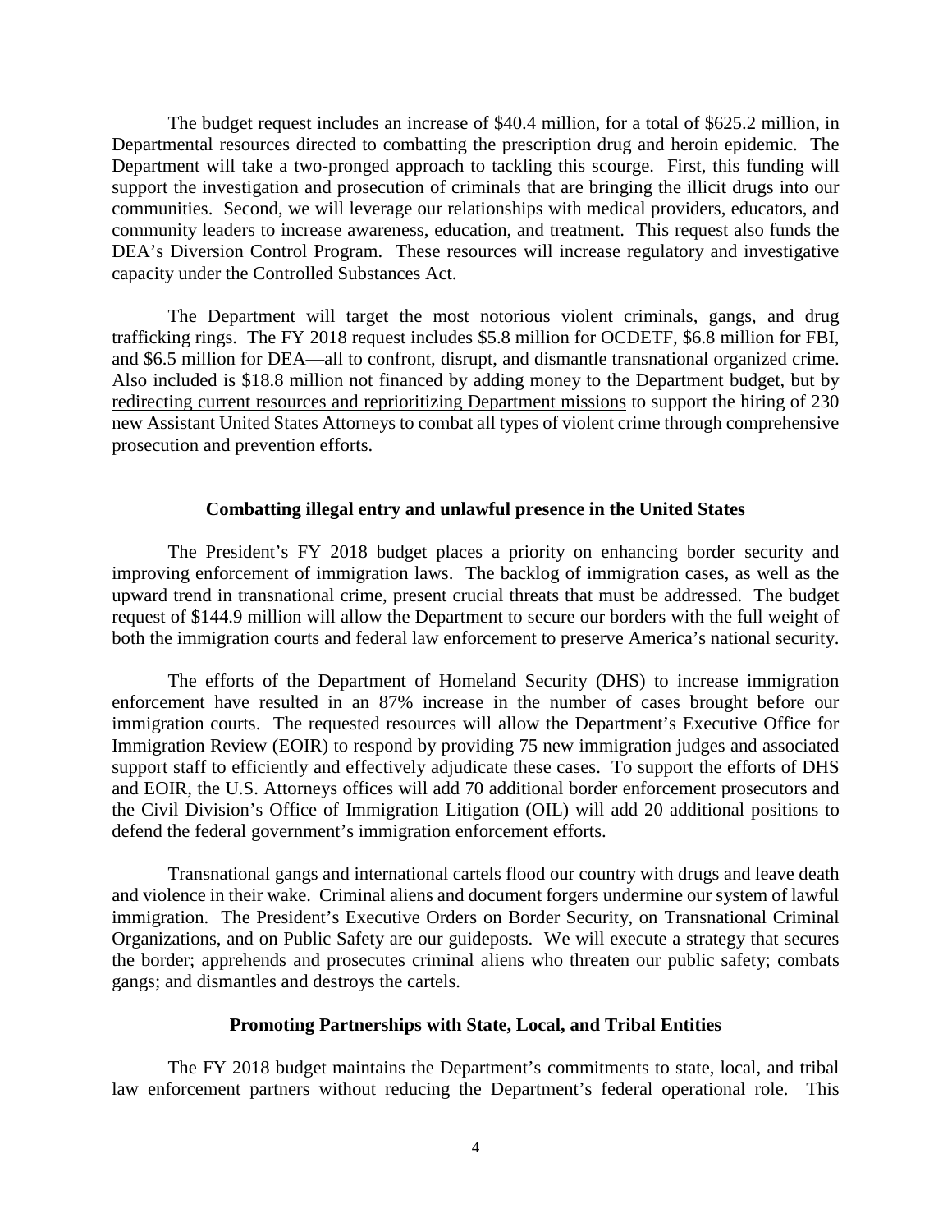The budget request includes an increase of \$40.4 million, for a total of \$625.2 million, in Departmental resources directed to combatting the prescription drug and heroin epidemic. The Department will take a two-pronged approach to tackling this scourge. First, this funding will support the investigation and prosecution of criminals that are bringing the illicit drugs into our communities. Second, we will leverage our relationships with medical providers, educators, and community leaders to increase awareness, education, and treatment. This request also funds the DEA's Diversion Control Program. These resources will increase regulatory and investigative capacity under the Controlled Substances Act.

The Department will target the most notorious violent criminals, gangs, and drug trafficking rings. The FY 2018 request includes \$5.8 million for OCDETF, \$6.8 million for FBI, and \$6.5 million for DEA—all to confront, disrupt, and dismantle transnational organized crime. Also included is \$18.8 million not financed by adding money to the Department budget, but by <u>redirecting current resources and reprioritizing Department missions</u> to support the hiring of 230 new Assistant United States Attorneys to combat all types of violent crime through comprehensive prosecution and prevention efforts.

### Combatting illegal entry and unlawful presence in the United States

The President's FY 2018 budget places a priority on enhancing border security and improving enforcement of immigration laws. The backlog of immigration cases, as well as the upward trend in transnational crime, present crucial threats that must be addressed. The budget request of \$144.9 million will allow the Department to secure our borders with the full weight of both the immigration courts and federal law enforcement to preserve America's national security.

The efforts of the Department of Homeland Security (DHS) to increase immigration enforcement have resulted in an 87% increase in the number of cases brought before our immigration courts. The requested resources will allow the Department's Executive Office for Immigration Review (EOIR) to respond by providing 75 new immigration judges and associated support staff to efficiently and effectively adjudicate these cases. To support the efforts of DHS and EOIR, the U.S. Attorneys offices will add 70 additional border enforcement prosecutors and the Civil Division's Office of Immigration Litigation (OIL) will add 20 additional positions to defend the federal government's immigration enforcement efforts.

Transnational gangs and international cartels flood our country with drugs and leave death and violence in their wake. Criminal aliens and document forgers undermine our system of lawful immigration. The President's Executive Orders on Border Security, on Transnational Criminal Organizations, and on Public Safety are our guideposts. We will execute a strategy that secures the border; apprehends and prosecutes criminal aliens who threaten our public safety; combats gangs; and dismantles and destroys the cartels.

### Promoting Partnerships with State, Local, and Tribal Entities

The FY 2018 budget maintains the Department's commitments to state, local, and tribal law enforcement partners without reducing the Department's federal operational role. This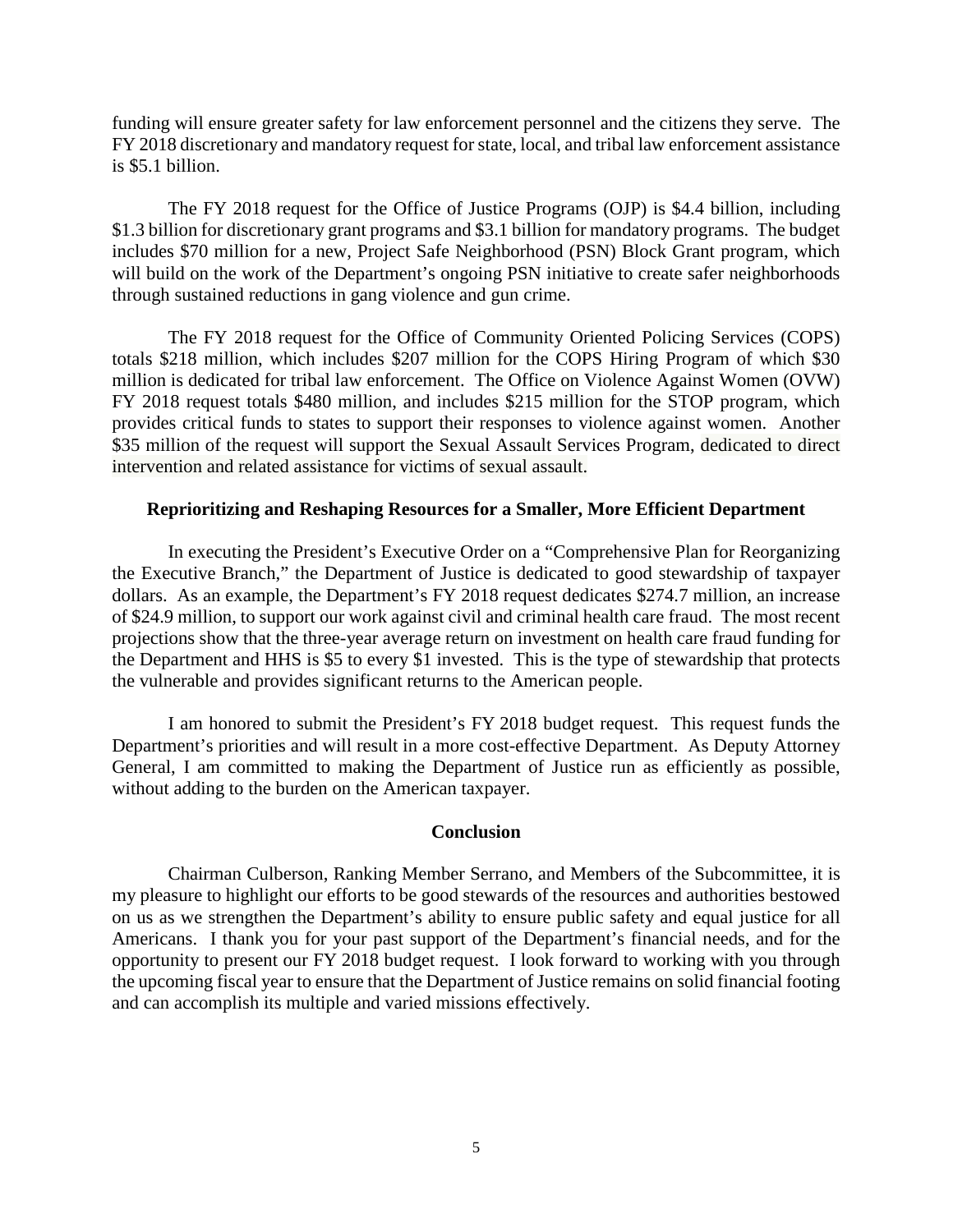funding will ensure greater safety for law enforcement personnel and the citizens they serve. The FY 2018 discretionary and mandatory request for state, local, and tribal law enforcement assistance is $5.1 billion.

The FY 2018 request for the Office of Justice Programs (OJP) is $4.4 billion, including $1.3 billion for discretionary grant programs and $3.1 billion for mandatory programs. The budget includes $70 million for a new, Project Safe Neighborhood (PSN) Block Grant program, which will build on the work of the Department's ongoing PSN initiative to create safer neighborhoods through sustained reductions in gang violence and gun crime.

The FY 2018 request for the Office of Community Oriented Policing Services (COPS) totals $218 million, which includes $207 million for the COPS Hiring Program of which $30 million is dedicated for tribal law enforcement. The Office on Violence Against Women (OVW) FY 2018 request totals $480 million, and includes $215 million for the STOP program, which provides critical funds to states to support their responses to violence against women. Another $35 million of the request will support the Sexual Assault Services Program, dedicated to direct intervention and related assistance for victims of sexual assault.

**Reprioritizing and Reshaping Resources for a Smaller, More Efficient Department**

In executing the President's Executive Order on a "Comprehensive Plan for Reorganizing the Executive Branch," the Department of Justice is dedicated to good stewardship of taxpayer dollars. As an example, the Department's FY 2018 request dedicates $274.7 million, an increase of $24.9 million, to support our work against civil and criminal health care fraud. The most recent projections show that the three-year average return on investment on health care fraud funding for the Department and HHS is $5 to every $1 invested. This is the type of stewardship that protects the vulnerable and provides significant returns to the American people.

I am honored to submit the President's FY 2018 budget request. This request funds the Department's priorities and will result in a more cost-effective Department. As Deputy Attorney General, I am committed to making the Department of Justice run as efficiently as possible, without adding to the burden on the American taxpayer.

**Conclusion**

Chairman Culberson, Ranking Member Serrano, and Members of the Subcommittee, it is my pleasure to highlight our efforts to be good stewards of the resources and authorities bestowed on us as we strengthen the Department's ability to ensure public safety and equal justice for all Americans. I thank you for your past support of the Department's financial needs, and for the opportunity to present our FY 2018 budget request. I look forward to working with you through the upcoming fiscal year to ensure that the Department of Justice remains on solid financial footing and can accomplish its multiple and varied missions effectively.